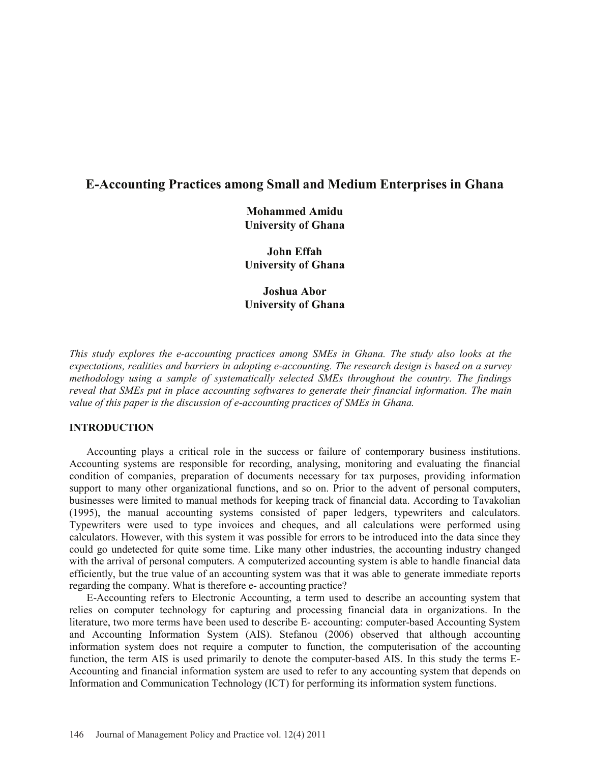# E-Accounting Practices among Small and Medium Enterprises in Ghana

**Mohammed Amidu**
**University of Ghana**

**John Effah**
**University of Ghana**

**Joshua Abor**
**University of Ghana**

*This study explores the e-accounting practices among SMEs in Ghana. The study also looks at the expectations, realities and barriers in adopting e-accounting. The research design is based on a survey methodology using a sample of systematically selected SMEs throughout the country. The findings reveal that SMEs put in place accounting softwares to generate their financial information. The main value of this paper is the discussion of e-accounting practices of SMEs in Ghana.*

## INTRODUCTION

Accounting plays a critical role in the success or failure of contemporary business institutions. Accounting systems are responsible for recording, analysing, monitoring and evaluating the financial condition of companies, preparation of documents necessary for tax purposes, providing information support to many other organizational functions, and so on. Prior to the advent of personal computers, businesses were limited to manual methods for keeping track of financial data. According to Tavakolian (1995), the manual accounting systems consisted of paper ledgers, typewriters and calculators. Typewriters were used to type invoices and cheques, and all calculations were performed using calculators. However, with this system it was possible for errors to be introduced into the data since they could go undetected for quite some time. Like many other industries, the accounting industry changed with the arrival of personal computers. A computerized accounting system is able to handle financial data efficiently, but the true value of an accounting system was that it was able to generate immediate reports regarding the company. What is therefore e- accounting practice?

E-Accounting refers to Electronic Accounting, a term used to describe an accounting system that relies on computer technology for capturing and processing financial data in organizations. In the literature, two more terms have been used to describe E- accounting: computer-based Accounting System and Accounting Information System (AIS). Stefanou (2006) observed that although accounting information system does not require a computer to function, the computerisation of the accounting function, the term AIS is used primarily to denote the computer-based AIS. In this study the terms E-Accounting and financial information system are used to refer to any accounting system that depends on Information and Communication Technology (ICT) for performing its information system functions.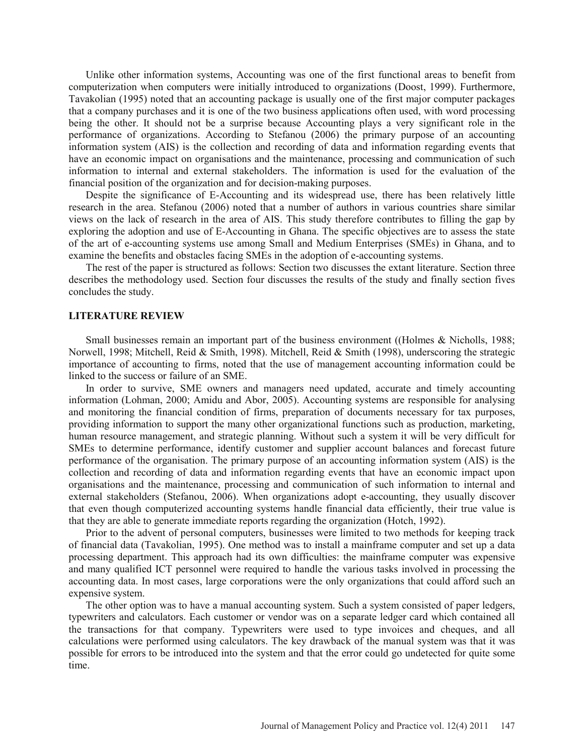Unlike other information systems, Accounting was one of the first functional areas to benefit from computerization when computers were initially introduced to organizations (Doost, 1999). Furthermore, Tavakolian (1995) noted that an accounting package is usually one of the first major computer packages that a company purchases and it is one of the two business applications often used, with word processing being the other. It should not be a surprise because Accounting plays a very significant role in the performance of organizations. According to Stefanou (2006) the primary purpose of an accounting information system (AIS) is the collection and recording of data and information regarding events that have an economic impact on organisations and the maintenance, processing and communication of such information to internal and external stakeholders. The information is used for the evaluation of the financial position of the organization and for decision-making purposes.

Despite the significance of E-Accounting and its widespread use, there has been relatively little research in the area. Stefanou (2006) noted that a number of authors in various countries share similar views on the lack of research in the area of AIS. This study therefore contributes to filling the gap by exploring the adoption and use of E-Accounting in Ghana. The specific objectives are to assess the state of the art of e-accounting systems use among Small and Medium Enterprises (SMEs) in Ghana, and to examine the benefits and obstacles facing SMEs in the adoption of e-accounting systems.

The rest of the paper is structured as follows: Section two discusses the extant literature. Section three describes the methodology used. Section four discusses the results of the study and finally section fives concludes the study.

## LITERATURE REVIEW

Small businesses remain an important part of the business environment ((Holmes & Nicholls, 1988; Norwell, 1998; Mitchell, Reid & Smith, 1998). Mitchell, Reid & Smith (1998), underscoring the strategic importance of accounting to firms, noted that the use of management accounting information could be linked to the success or failure of an SME.

In order to survive, SME owners and managers need updated, accurate and timely accounting information (Lohman, 2000; Amidu and Abor, 2005). Accounting systems are responsible for analysing and monitoring the financial condition of firms, preparation of documents necessary for tax purposes, providing information to support the many other organizational functions such as production, marketing, human resource management, and strategic planning. Without such a system it will be very difficult for SMEs to determine performance, identify customer and supplier account balances and forecast future performance of the organisation. The primary purpose of an accounting information system (AIS) is the collection and recording of data and information regarding events that have an economic impact upon organisations and the maintenance, processing and communication of such information to internal and external stakeholders (Stefanou, 2006). When organizations adopt e-accounting, they usually discover that even though computerized accounting systems handle financial data efficiently, their true value is that they are able to generate immediate reports regarding the organization (Hotch, 1992).

Prior to the advent of personal computers, businesses were limited to two methods for keeping track of financial data (Tavakolian, 1995). One method was to install a mainframe computer and set up a data processing department. This approach had its own difficulties: the mainframe computer was expensive and many qualified ICT personnel were required to handle the various tasks involved in processing the accounting data. In most cases, large corporations were the only organizations that could afford such an expensive system.

The other option was to have a manual accounting system. Such a system consisted of paper ledgers, typewriters and calculators. Each customer or vendor was on a separate ledger card which contained all the transactions for that company. Typewriters were used to type invoices and cheques, and all calculations were performed using calculators. The key drawback of the manual system was that it was possible for errors to be introduced into the system and that the error could go undetected for quite some time.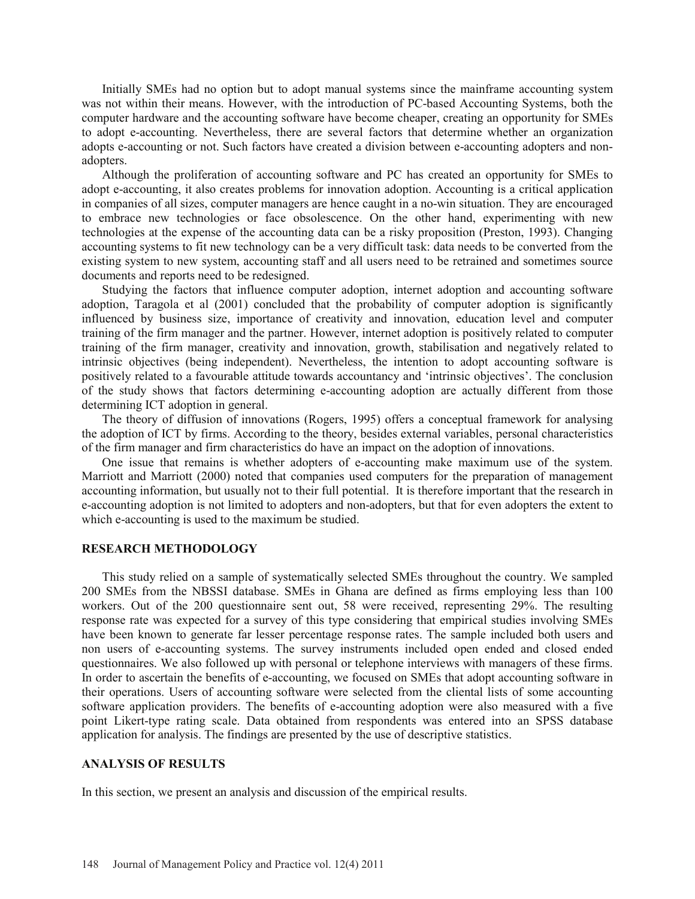Initially SMEs had no option but to adopt manual systems since the mainframe accounting system was not within their means. However, with the introduction of PC-based Accounting Systems, both the computer hardware and the accounting software have become cheaper, creating an opportunity for SMEs to adopt e-accounting. Nevertheless, there are several factors that determine whether an organization adopts e-accounting or not. Such factors have created a division between e-accounting adopters and non-adopters.

Although the proliferation of accounting software and PC has created an opportunity for SMEs to adopt e-accounting, it also creates problems for innovation adoption. Accounting is a critical application in companies of all sizes, computer managers are hence caught in a no-win situation. They are encouraged to embrace new technologies or face obsolescence. On the other hand, experimenting with new technologies at the expense of the accounting data can be a risky proposition (Preston, 1993). Changing accounting systems to fit new technology can be a very difficult task: data needs to be converted from the existing system to new system, accounting staff and all users need to be retrained and sometimes source documents and reports need to be redesigned.

Studying the factors that influence computer adoption, internet adoption and accounting software adoption, Taragola et al (2001) concluded that the probability of computer adoption is significantly influenced by business size, importance of creativity and innovation, education level and computer training of the firm manager and the partner. However, internet adoption is positively related to computer training of the firm manager, creativity and innovation, growth, stabilisation and negatively related to intrinsic objectives (being independent). Nevertheless, the intention to adopt accounting software is positively related to a favourable attitude towards accountancy and 'intrinsic objectives'. The conclusion of the study shows that factors determining e-accounting adoption are actually different from those determining ICT adoption in general.

The theory of diffusion of innovations (Rogers, 1995) offers a conceptual framework for analysing the adoption of ICT by firms. According to the theory, besides external variables, personal characteristics of the firm manager and firm characteristics do have an impact on the adoption of innovations.

One issue that remains is whether adopters of e-accounting make maximum use of the system. Marriott and Marriott (2000) noted that companies used computers for the preparation of management accounting information, but usually not to their full potential. It is therefore important that the research in e-accounting adoption is not limited to adopters and non-adopters, but that for even adopters the extent to which e-accounting is used to the maximum be studied.

## RESEARCH METHODOLOGY

This study relied on a sample of systematically selected SMEs throughout the country. We sampled 200 SMEs from the NBSSI database. SMEs in Ghana are defined as firms employing less than 100 workers. Out of the 200 questionnaire sent out, 58 were received, representing 29%. The resulting response rate was expected for a survey of this type considering that empirical studies involving SMEs have been known to generate far lesser percentage response rates. The sample included both users and non users of e-accounting systems. The survey instruments included open ended and closed ended questionnaires. We also followed up with personal or telephone interviews with managers of these firms. In order to ascertain the benefits of e-accounting, we focused on SMEs that adopt accounting software in their operations. Users of accounting software were selected from the cliental lists of some accounting software application providers. The benefits of e-accounting adoption were also measured with a five point Likert-type rating scale. Data obtained from respondents was entered into an SPSS database application for analysis. The findings are presented by the use of descriptive statistics.

## ANALYSIS OF RESULTS

In this section, we present an analysis and discussion of the empirical results.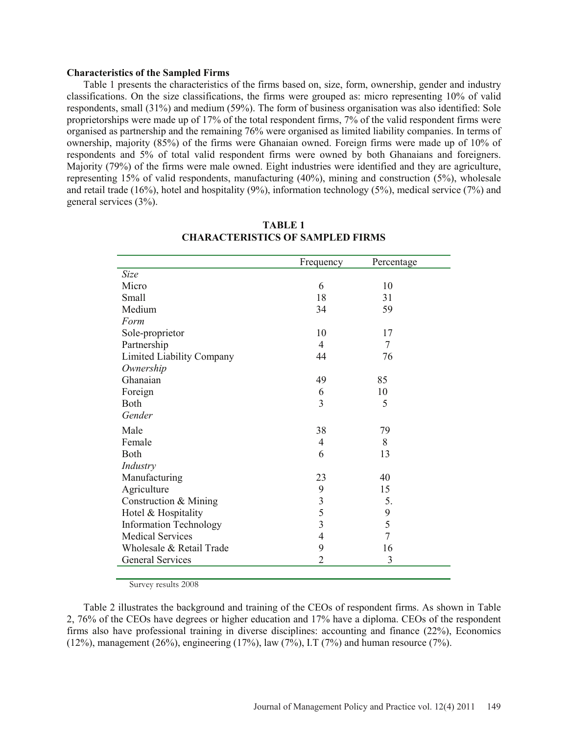**Characteristics of the Sampled Firms**

Table 1 presents the characteristics of the firms based on, size, form, ownership, gender and industry classifications. On the size classifications, the firms were grouped as: micro representing 10% of valid respondents, small (31%) and medium (59%). The form of business organisation was also identified: Sole proprietorships were made up of 17% of the total respondent firms, 7% of the valid respondent firms were organised as partnership and the remaining 76% were organised as limited liability companies. In terms of ownership, majority (85%) of the firms were Ghanaian owned. Foreign firms were made up of 10% of respondents and 5% of total valid respondent firms were owned by both Ghanaians and foreigners. Majority (79%) of the firms were male owned. Eight industries were identified and they are agriculture, representing 15% of valid respondents, manufacturing (40%), mining and construction (5%), wholesale and retail trade (16%), hotel and hospitality (9%), information technology (5%), medical service (7%) and general services (3%).

**TABLE 1**
**CHARACTERISTICS OF SAMPLED FIRMS**

| | Frequency | Percentage |
|---|---|---|
| *Size* | | |
| Micro | 6 | 10 |
| Small | 18 | 31 |
| Medium | 34 | 59 |
| *Form* | | |
| Sole-proprietor | 10 | 17 |
| Partnership | 4 | 7 |
| Limited Liability Company | 44 | 76 |
| *Ownership* | | |
| Ghanaian | 49 | 85 |
| Foreign | 6 | 10 |
| Both | 3 | 5 |
| *Gender* | | |
| Male | 38 | 79 |
| Female | 4 | 8 |
| Both | 6 | 13 |
| *Industry* | | |
| Manufacturing | 23 | 40 |
| Agriculture | 9 | 15 |
| Construction & Mining | 3 | 5. |
| Hotel & Hospitality | 5 | 9 |
| Information Technology | 3 | 5 |
| Medical Services | 4 | 7 |
| Wholesale & Retail Trade | 9 | 16 |
| General Services | 2 | 3 |

Survey results 2008

Table 2 illustrates the background and training of the CEOs of respondent firms. As shown in Table 2, 76% of the CEOs have degrees or higher education and 17% have a diploma. CEOs of the respondent firms also have professional training in diverse disciplines: accounting and finance (22%), Economics (12%), management (26%), engineering (17%), law (7%), I.T (7%) and human resource (7%).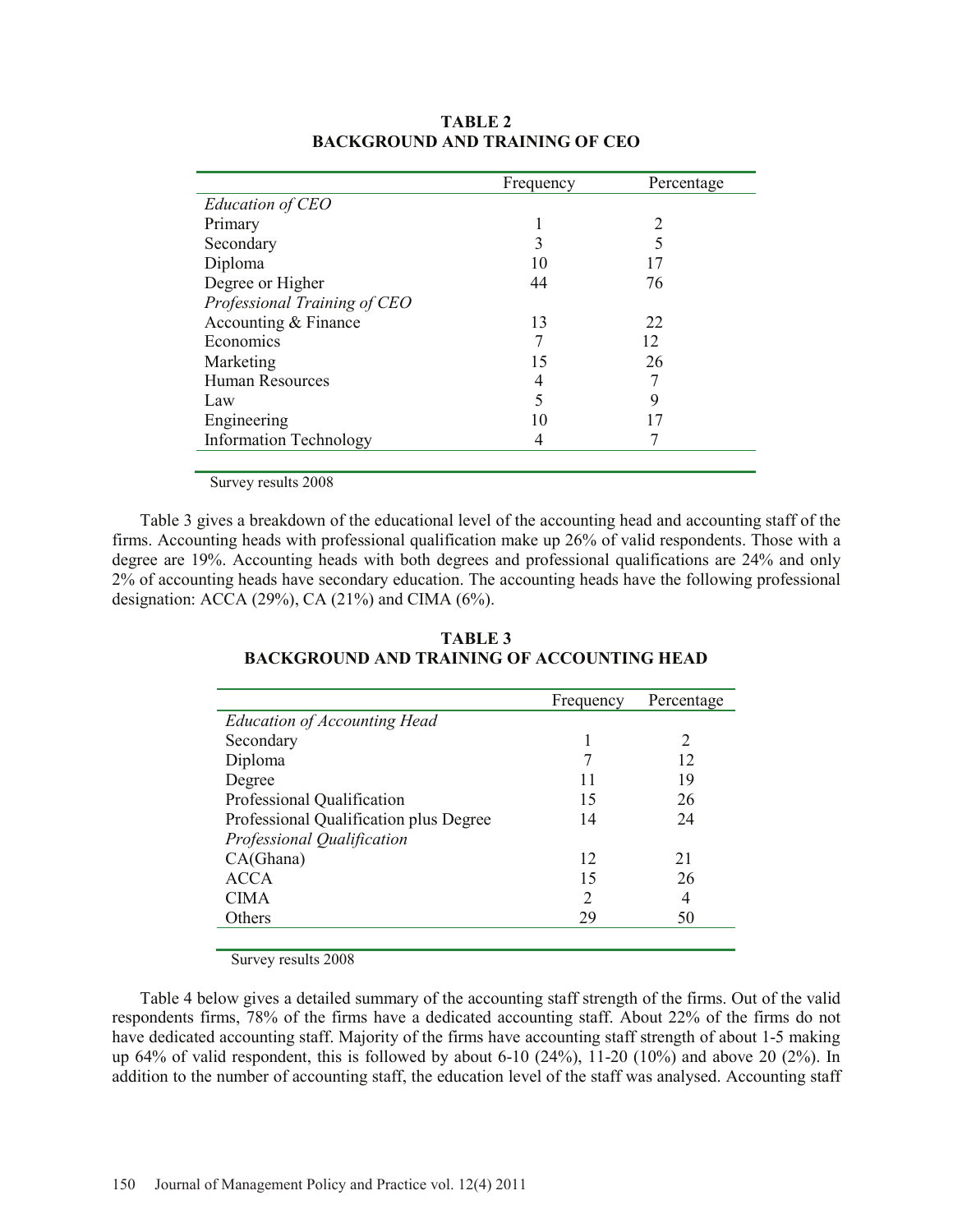**TABLE 2**
**BACKGROUND AND TRAINING OF CEO**

| | Frequency | Percentage |
|---|---|---|
| *Education of CEO* | | |
| Primary | 1 | 2 |
| Secondary | 3 | 5 |
| Diploma | 10 | 17 |
| Degree or Higher | 44 | 76 |
| *Professional Training of CEO* | | |
| Accounting & Finance | 13 | 22 |
| Economics | 7 | 12 |
| Marketing | 15 | 26 |
| Human Resources | 4 | 7 |
| Law | 5 | 9 |
| Engineering | 10 | 17 |
| Information Technology | 4 | 7 |

Survey results 2008

Table 3 gives a breakdown of the educational level of the accounting head and accounting staff of the firms. Accounting heads with professional qualification make up 26% of valid respondents. Those with a degree are 19%. Accounting heads with both degrees and professional qualifications are 24% and only 2% of accounting heads have secondary education. The accounting heads have the following professional designation: ACCA (29%), CA (21%) and CIMA (6%).

**TABLE 3**
**BACKGROUND AND TRAINING OF ACCOUNTING HEAD**

| | Frequency | Percentage |
|---|---|---|
| *Education of Accounting Head* | | |
| Secondary | 1 | 2 |
| Diploma | 7 | 12 |
| Degree | 11 | 19 |
| Professional Qualification | 15 | 26 |
| Professional Qualification plus Degree | 14 | 24 |
| *Professional Qualification* | | |
| CA(Ghana) | 12 | 21 |
| ACCA | 15 | 26 |
| CIMA | 2 | 4 |
| Others | 29 | 50 |

Survey results 2008

Table 4 below gives a detailed summary of the accounting staff strength of the firms. Out of the valid respondents firms, 78% of the firms have a dedicated accounting staff. About 22% of the firms do not have dedicated accounting staff. Majority of the firms have accounting staff strength of about 1-5 making up 64% of valid respondent, this is followed by about 6-10 (24%), 11-20 (10%) and above 20 (2%). In addition to the number of accounting staff, the education level of the staff was analysed. Accounting staff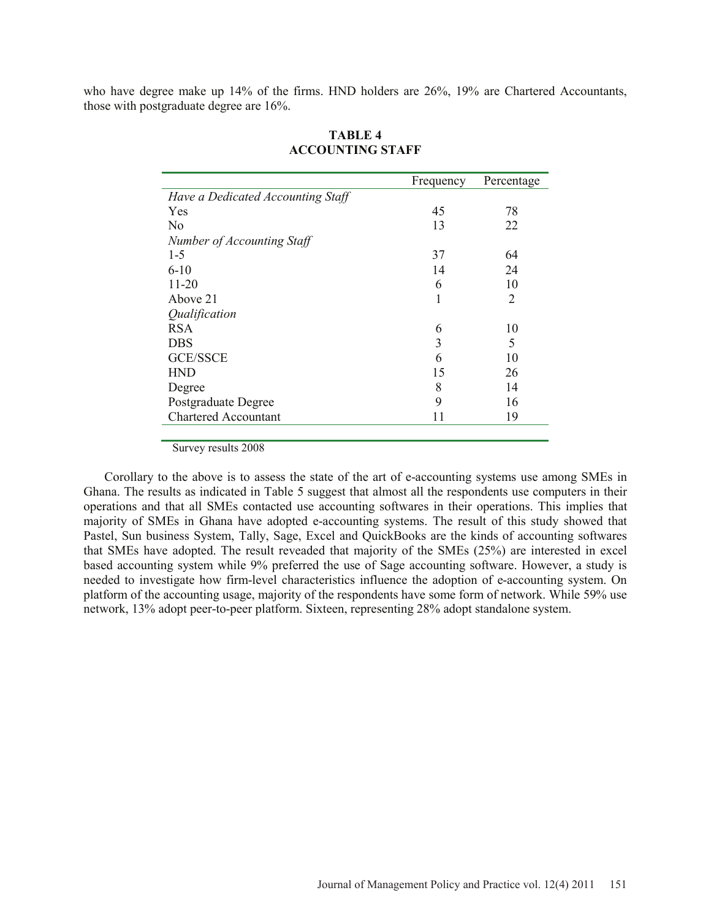who have degree make up 14% of the firms. HND holders are 26%, 19% are Chartered Accountants, those with postgraduate degree are 16%.

**TABLE 4**
**ACCOUNTING STAFF**

| | Frequency | Percentage |
|---|---|---|
| *Have a Dedicated Accounting Staff* | | |
| Yes | 45 | 78 |
| No | 13 | 22 |
| *Number of Accounting Staff* | | |
| 1-5 | 37 | 64 |
| 6-10 | 14 | 24 |
| 11-20 | 6 | 10 |
| Above 21 | 1 | 2 |
| *Qualification* | | |
| RSA | 6 | 10 |
| DBS | 3 | 5 |
| GCE/SSCE | 6 | 10 |
| HND | 15 | 26 |
| Degree | 8 | 14 |
| Postgraduate Degree | 9 | 16 |
| Chartered Accountant | 11 | 19 |

Survey results 2008

Corollary to the above is to assess the state of the art of e-accounting systems use among SMEs in Ghana. The results as indicated in Table 5 suggest that almost all the respondents use computers in their operations and that all SMEs contacted use accounting softwares in their operations. This implies that majority of SMEs in Ghana have adopted e-accounting systems. The result of this study showed that Pastel, Sun business System, Tally, Sage, Excel and QuickBooks are the kinds of accounting softwares that SMEs have adopted. The result reveaded that majority of the SMEs (25%) are interested in excel based accounting system while 9% preferred the use of Sage accounting software. However, a study is needed to investigate how firm-level characteristics influence the adoption of e-accounting system. On platform of the accounting usage, majority of the respondents have some form of network. While 59% use network, 13% adopt peer-to-peer platform. Sixteen, representing 28% adopt standalone system.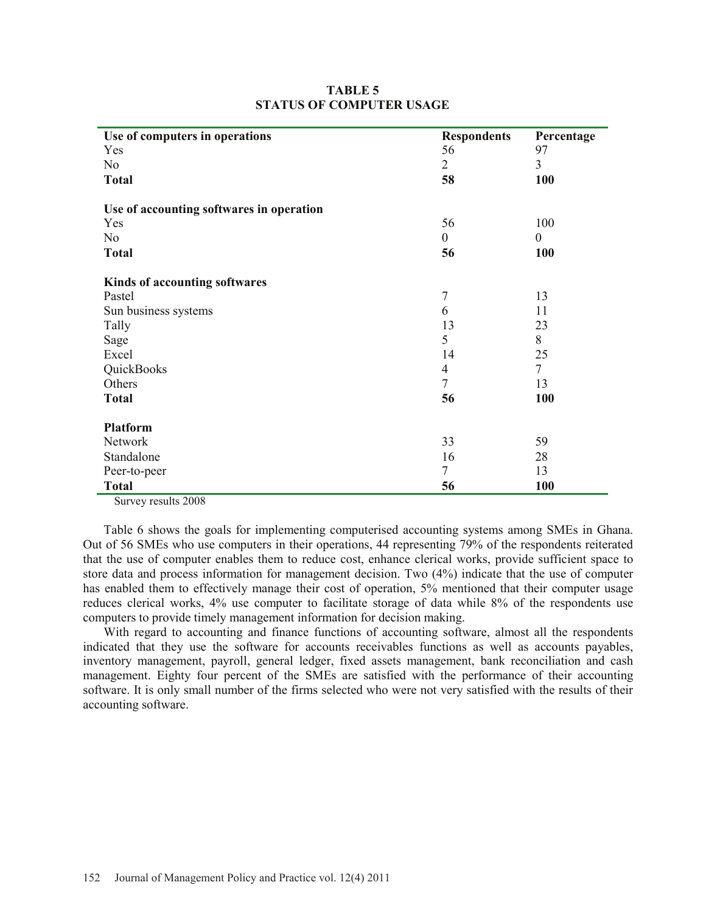**TABLE 5**
**STATUS OF COMPUTER USAGE**

| **Use of computers in operations** | **Respondents** | **Percentage** |
|---|---|---|
| Yes | 56 | 97 |
| No | 2 | 3 |
| **Total** | **58** | **100** |
| | | |
| **Use of accounting softwares in operation** | | |
| Yes | 56 | 100 |
| No | 0 | 0 |
| **Total** | **56** | **100** |
| | | |
| **Kinds of accounting softwares** | | |
| Pastel | 7 | 13 |
| Sun business systems | 6 | 11 |
| Tally | 13 | 23 |
| Sage | 5 | 8 |
| Excel | 14 | 25 |
| QuickBooks | 4 | 7 |
| Others | 7 | 13 |
| **Total** | **56** | **100** |
| | | |
| **Platform** | | |
| Network | 33 | 59 |
| Standalone | 16 | 28 |
| Peer-to-peer | 7 | 13 |
| **Total** | **56** | **100** |

Survey results 2008

Table 6 shows the goals for implementing computerised accounting systems among SMEs in Ghana. Out of 56 SMEs who use computers in their operations, 44 representing 79% of the respondents reiterated that the use of computer enables them to reduce cost, enhance clerical works, provide sufficient space to store data and process information for management decision. Two (4%) indicate that the use of computer has enabled them to effectively manage their cost of operation, 5% mentioned that their computer usage reduces clerical works, 4% use computer to facilitate storage of data while 8% of the respondents use computers to provide timely management information for decision making.

With regard to accounting and finance functions of accounting software, almost all the respondents indicated that they use the software for accounts receivables functions as well as accounts payables, inventory management, payroll, general ledger, fixed assets management, bank reconciliation and cash management. Eighty four percent of the SMEs are satisfied with the performance of their accounting software. It is only small number of the firms selected who were not very satisfied with the results of their accounting software.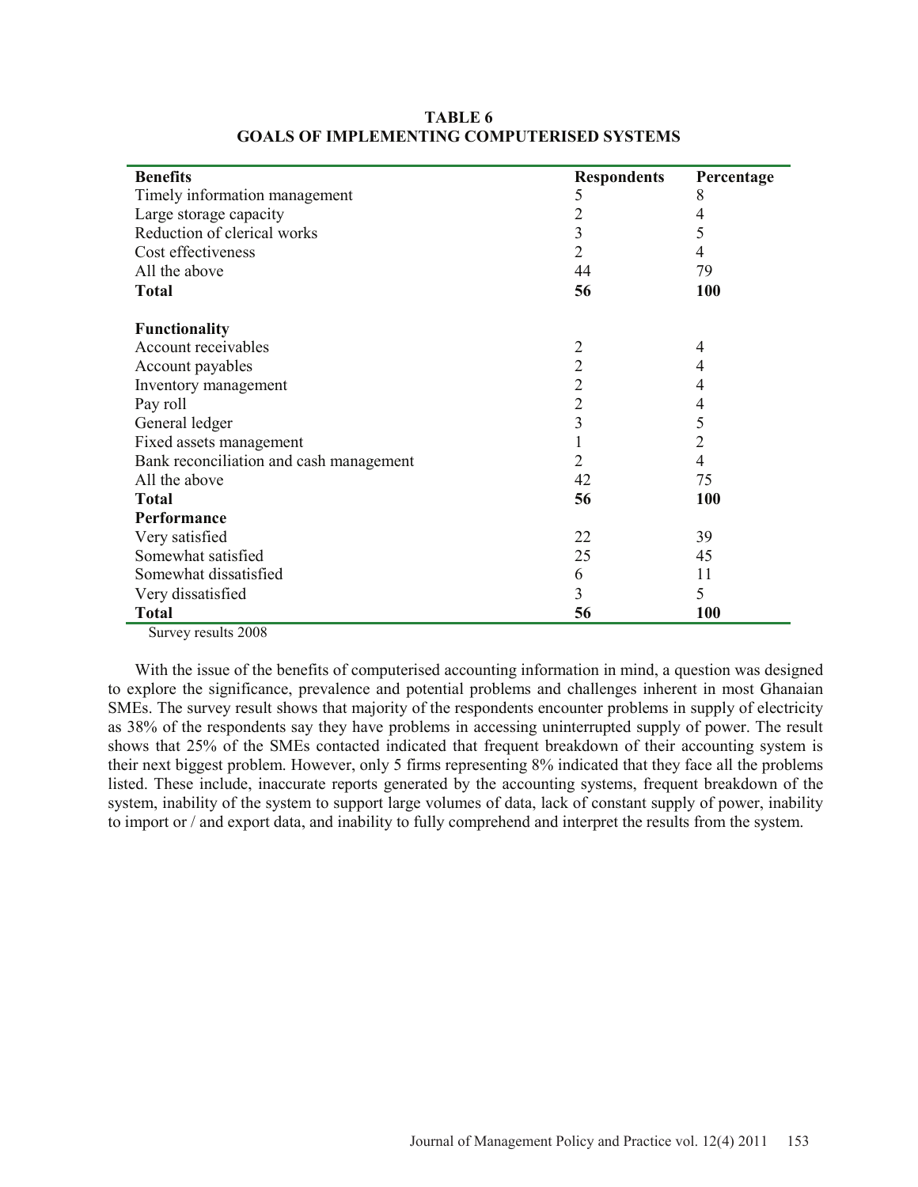**TABLE 6**
**GOALS OF IMPLEMENTING COMPUTERISED SYSTEMS**

| **Benefits** | **Respondents** | **Percentage** |
|---|---|---|
| Timely information management | 5 | 8 |
| Large storage capacity | 2 | 4 |
| Reduction of clerical works | 3 | 5 |
| Cost effectiveness | 2 | 4 |
| All the above | 44 | 79 |
| **Total** | **56** | **100** |
| | | |
| **Functionality** | | |
| Account receivables | 2 | 4 |
| Account payables | 2 | 4 |
| Inventory management | 2 | 4 |
| Pay roll | 2 | 4 |
| General ledger | 3 | 5 |
| Fixed assets management | 1 | 2 |
| Bank reconciliation and cash management | 2 | 4 |
| All the above | 42 | 75 |
| **Total** | **56** | **100** |
| **Performance** | | |
| Very satisfied | 22 | 39 |
| Somewhat satisfied | 25 | 45 |
| Somewhat dissatisfied | 6 | 11 |
| Very dissatisfied | 3 | 5 |
| **Total** | **56** | **100** |

Survey results 2008

With the issue of the benefits of computerised accounting information in mind, a question was designed to explore the significance, prevalence and potential problems and challenges inherent in most Ghanaian SMEs. The survey result shows that majority of the respondents encounter problems in supply of electricity as 38% of the respondents say they have problems in accessing uninterrupted supply of power. The result shows that 25% of the SMEs contacted indicated that frequent breakdown of their accounting system is their next biggest problem. However, only 5 firms representing 8% indicated that they face all the problems listed. These include, inaccurate reports generated by the accounting systems, frequent breakdown of the system, inability of the system to support large volumes of data, lack of constant supply of power, inability to import or / and export data, and inability to fully comprehend and interpret the results from the system.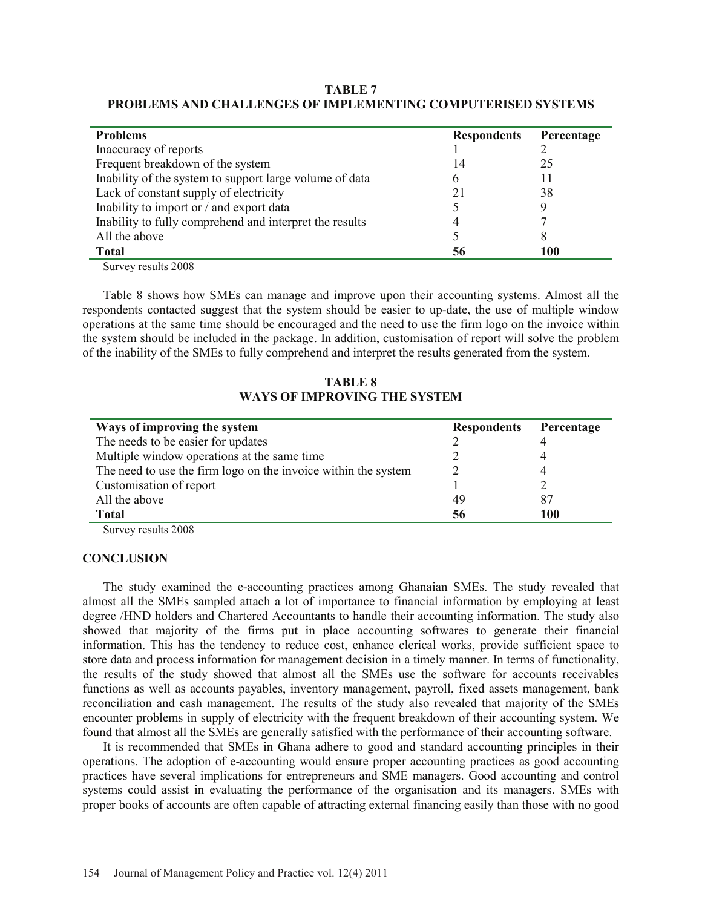**TABLE 7**
**PROBLEMS AND CHALLENGES OF IMPLEMENTING COMPUTERISED SYSTEMS**

| Problems | Respondents | Percentage |
|---|---|---|
| Inaccuracy of reports | 1 | 2 |
| Frequent breakdown of the system | 14 | 25 |
| Inability of the system to support large volume of data | 6 | 11 |
| Lack of constant supply of electricity | 21 | 38 |
| Inability to import or / and export data | 5 | 9 |
| Inability to fully comprehend and interpret the results | 4 | 7 |
| All the above | 5 | 8 |
| **Total** | **56** | **100** |

Survey results 2008

Table 8 shows how SMEs can manage and improve upon their accounting systems. Almost all the respondents contacted suggest that the system should be easier to up-date, the use of multiple window operations at the same time should be encouraged and the need to use the firm logo on the invoice within the system should be included in the package. In addition, customisation of report will solve the problem of the inability of the SMEs to fully comprehend and interpret the results generated from the system.

**TABLE 8**
**WAYS OF IMPROVING THE SYSTEM**

| Ways of improving the system | Respondents | Percentage |
|---|---|---|
| The needs to be easier for updates | 2 | 4 |
| Multiple window operations at the same time | 2 | 4 |
| The need to use the firm logo on the invoice within the system | 2 | 4 |
| Customisation of report | 1 | 2 |
| All the above | 49 | 87 |
| **Total** | **56** | **100** |

Survey results 2008

## CONCLUSION

The study examined the e-accounting practices among Ghanaian SMEs. The study revealed that almost all the SMEs sampled attach a lot of importance to financial information by employing at least degree /HND holders and Chartered Accountants to handle their accounting information. The study also showed that majority of the firms put in place accounting softwares to generate their financial information. This has the tendency to reduce cost, enhance clerical works, provide sufficient space to store data and process information for management decision in a timely manner. In terms of functionality, the results of the study showed that almost all the SMEs use the software for accounts receivables functions as well as accounts payables, inventory management, payroll, fixed assets management, bank reconciliation and cash management. The results of the study also revealed that majority of the SMEs encounter problems in supply of electricity with the frequent breakdown of their accounting system. We found that almost all the SMEs are generally satisfied with the performance of their accounting software.

It is recommended that SMEs in Ghana adhere to good and standard accounting principles in their operations. The adoption of e-accounting would ensure proper accounting practices as good accounting practices have several implications for entrepreneurs and SME managers. Good accounting and control systems could assist in evaluating the performance of the organisation and its managers. SMEs with proper books of accounts are often capable of attracting external financing easily than those with no good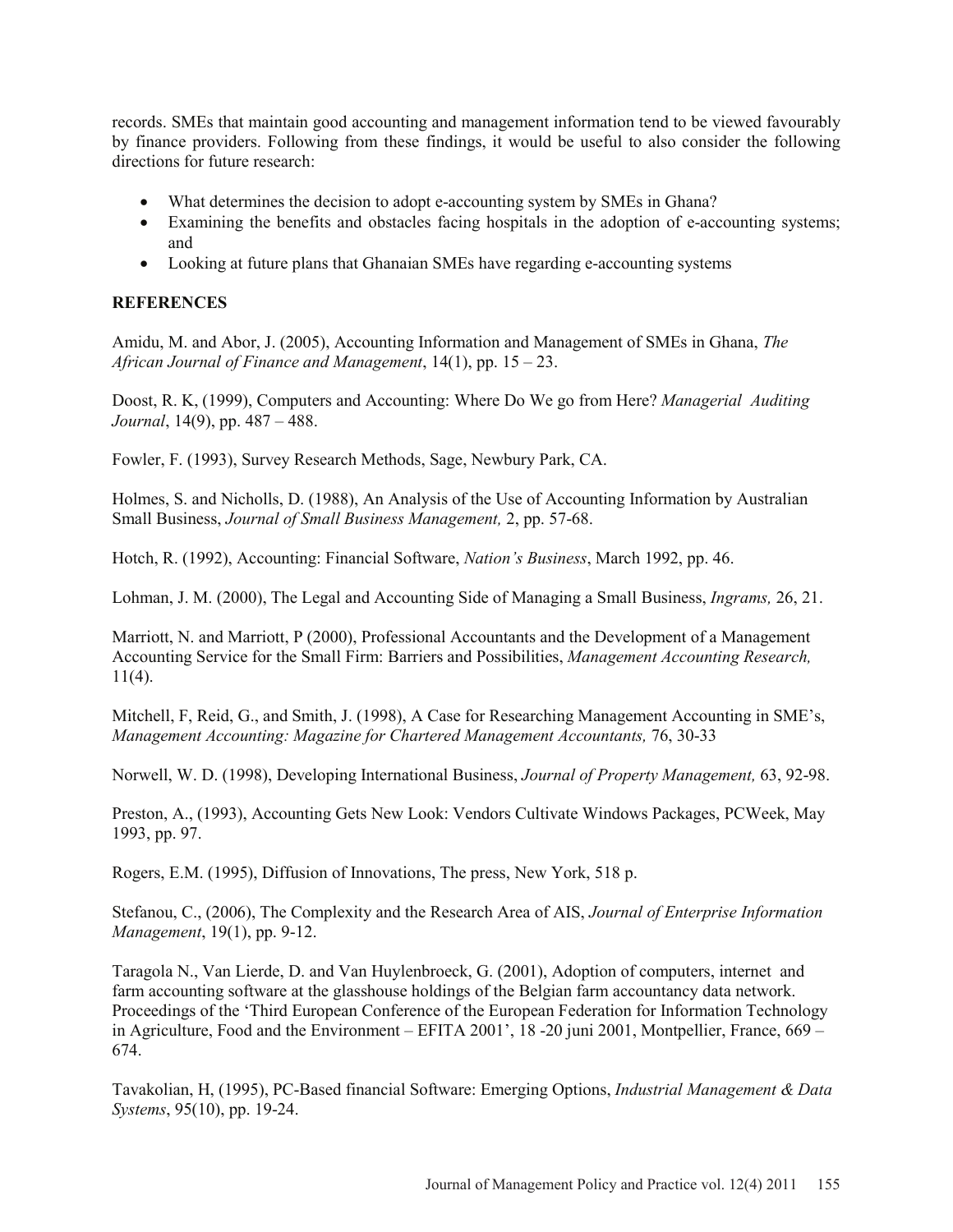records. SMEs that maintain good accounting and management information tend to be viewed favourably by finance providers. Following from these findings, it would be useful to also consider the following directions for future research:

- What determines the decision to adopt e-accounting system by SMEs in Ghana?
- Examining the benefits and obstacles facing hospitals in the adoption of e-accounting systems; and
- Looking at future plans that Ghanaian SMEs have regarding e-accounting systems

## REFERENCES

Amidu, M. and Abor, J. (2005), Accounting Information and Management of SMEs in Ghana, *The African Journal of Finance and Management*, 14(1), pp. 15 – 23.

Doost, R. K, (1999), Computers and Accounting: Where Do We go from Here? *Managerial Auditing Journal*, 14(9), pp. 487 – 488.

Fowler, F. (1993), Survey Research Methods, Sage, Newbury Park, CA.

Holmes, S. and Nicholls, D. (1988), An Analysis of the Use of Accounting Information by Australian Small Business, *Journal of Small Business Management,* 2, pp. 57-68.

Hotch, R. (1992), Accounting: Financial Software, *Nation's Business*, March 1992, pp. 46.

Lohman, J. M. (2000), The Legal and Accounting Side of Managing a Small Business, *Ingrams,* 26, 21.

Marriott, N. and Marriott, P (2000), Professional Accountants and the Development of a Management Accounting Service for the Small Firm: Barriers and Possibilities, *Management Accounting Research,* 11(4).

Mitchell, F, Reid, G., and Smith, J. (1998), A Case for Researching Management Accounting in SME's, *Management Accounting: Magazine for Chartered Management Accountants,* 76, 30-33

Norwell, W. D. (1998), Developing International Business, *Journal of Property Management,* 63, 92-98.

Preston, A., (1993), Accounting Gets New Look: Vendors Cultivate Windows Packages, PCWeek, May 1993, pp. 97.

Rogers, E.M. (1995), Diffusion of Innovations, The press, New York, 518 p.

Stefanou, C., (2006), The Complexity and the Research Area of AIS, *Journal of Enterprise Information Management*, 19(1), pp. 9-12.

Taragola N., Van Lierde, D. and Van Huylenbroeck, G. (2001), Adoption of computers, internet and farm accounting software at the glasshouse holdings of the Belgian farm accountancy data network. Proceedings of the 'Third European Conference of the European Federation for Information Technology in Agriculture, Food and the Environment – EFITA 2001', 18 -20 juni 2001, Montpellier, France, 669 – 674.

Tavakolian, H, (1995), PC-Based financial Software: Emerging Options, *Industrial Management & Data Systems*, 95(10), pp. 19-24.